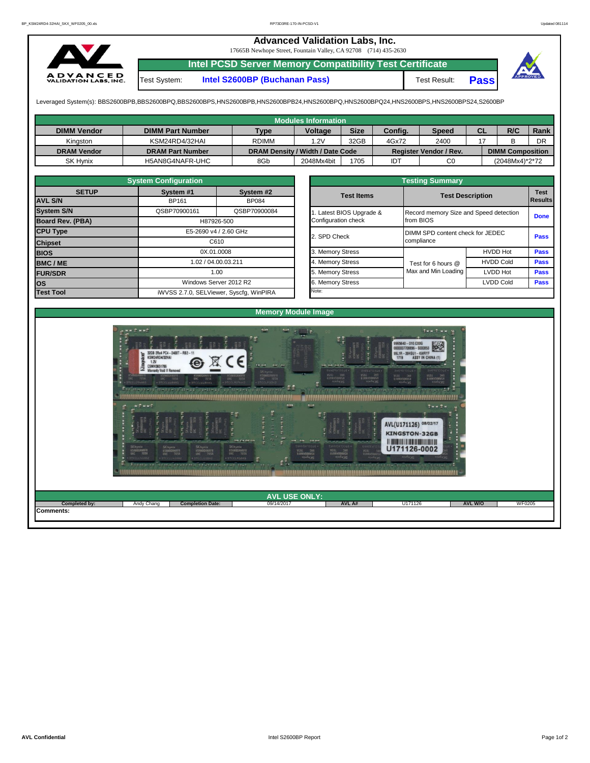# Advanced Validation Labs, Inc.

17665B Newhope Street, Fountain Valley, CA 92708 (714) 435-2630

## Intel PCSD Server Memory Compatibility Test Certificate

| Test System: | Intel S2600BP (Buchanan Pass) | Test Result: | Pass |
|---|---|---|---|

Leveraged System(s): BBS2600BPB,BBS2600BPQ,BBS2600BPS,HNS2600BPB,HNS2600BPB24,HNS2600BPQ,HNS2600BPQ24,HNS2600BPS,HNS2600BPS24,S2600BP

### Modules Information

| DIMM Vendor | DIMM Part Number | Type | Voltage | Size | Config. | Speed | CL | R/C | Rank |
|---|---|---|---|---|---|---|---|---|---|
| Kingston | KSM24RD4/32HAI | RDIMM | 1.2V | 32GB | 4Gx72 | 2400 | 17 | B | DR |
| **DRAM Vendor** | **DRAM Part Number** | **DRAM Density / Width / Date Code** | | | **Register Vendor / Rev.** | | **DIMM Composition** | | |
| SK Hynix | H5AN8G4NAFR-UHC | 8Gb | 2048Mx4bit | 1705 | IDT | C0 | (2048Mx4)*2*72 | | |

### System Configuration

| SETUP | System #1 | System #2 |
|---|---|---|
| AVL S/N | BP161 | BP084 |
| System S/N | QSBP70900161 | QSBP70900084 |
| Board Rev. (PBA) | H87926-500 | |
| CPU Type | E5-2690 v4 / 2.60 GHz | |
| Chipset | C610 | |
| BIOS | 0X.01.0008 | |
| BMC / ME | 1.02 / 04.00.03.211 | |
| FUR/SDR | 1.00 | |
| OS | Windows Server 2012 R2 | |
| Test Tool | iWVSS 2.7.0, SELViewer, Syscfg, WinPIRA | |

### Testing Summary

| Test Items | Test Description | | Test Results |
|---|---|---|---|
| 1. Latest BIOS Upgrade & Configuration check | Record memory Size and Speed detection from BIOS | | Done |
| 2. SPD Check | DIMM SPD content check for JEDEC compliance | | Pass |
| 3. Memory Stress | Test for 6 hours @ Max and Min Loading | HVDD Hot | Pass |
| 4. Memory Stress | | HVDD Cold | Pass |
| 5. Memory Stress | | LVDD Hot | Pass |
| 6. Memory Stress | | LVDD Cold | Pass |

Note:

### Memory Module Image

### AVL USE ONLY:

| Completed by: | Andy Chang | Completion Date: | 09/14/2017 | AVL A# | U171126 | AVL W/O | WF0205 |
|---|---|---|---|---|---|---|---|

**Comments:**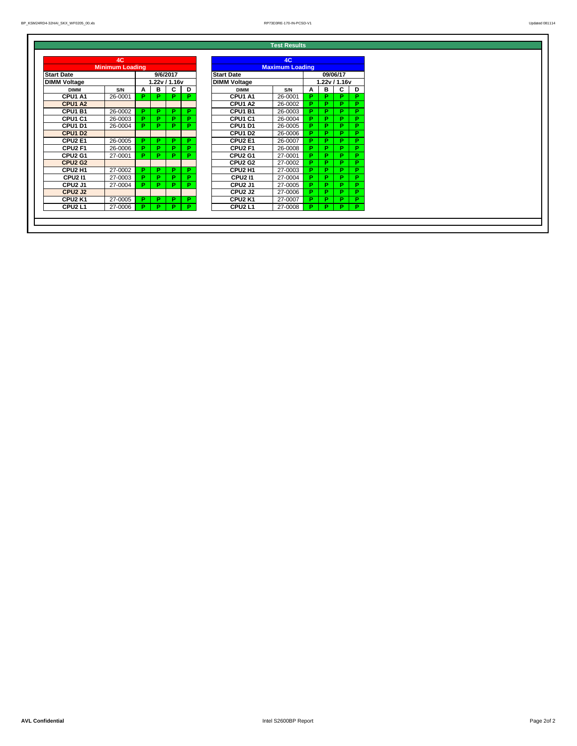## Test Results

| 4C Minimum Loading | | | | | |
|---|---|---|---|---|---|
| **Start Date** | | 9/6/2017 | | | |
| **DIMM Voltage** | | 1.22v / 1.16v | | | |
| **DIMM** | **S/N** | **A** | **B** | **C** | **D** |
| **CPU1 A1** | 26-0001 | P | P | P | P |
| **CPU1 A2** | | | | | |
| **CPU1 B1** | 26-0002 | P | P | P | P |
| **CPU1 C1** | 26-0003 | P | P | P | P |
| **CPU1 D1** | 26-0004 | P | P | P | P |
| **CPU1 D2** | | | | | |
| **CPU2 E1** | 26-0005 | P | P | P | P |
| **CPU2 F1** | 26-0006 | P | P | P | P |
| **CPU2 G1** | 27-0001 | P | P | P | P |
| **CPU2 G2** | | | | | |
| **CPU2 H1** | 27-0002 | P | P | P | P |
| **CPU2 I1** | 27-0003 | P | P | P | P |
| **CPU2 J1** | 27-0004 | P | P | P | P |
| **CPU2 J2** | | | | | |
| **CPU2 K1** | 27-0005 | P | P | P | P |
| **CPU2 L1** | 27-0006 | P | P | P | P |

| 4C Maximum Loading | | | | | |
|---|---|---|---|---|---|
| **Start Date** | | 09/06/17 | | | |
| **DIMM Voltage** | | 1.22v / 1.16v | | | |
| **DIMM** | **S/N** | **A** | **B** | **C** | **D** |
| **CPU1 A1** | 26-0001 | P | P | P | P |
| **CPU1 A2** | 26-0002 | P | P | P | P |
| **CPU1 B1** | 26-0003 | P | P | P | P |
| **CPU1 C1** | 26-0004 | P | P | P | P |
| **CPU1 D1** | 26-0005 | P | P | P | P |
| **CPU1 D2** | 26-0006 | P | P | P | P |
| **CPU2 E1** | 26-0007 | P | P | P | P |
| **CPU2 F1** | 26-0008 | P | P | P | P |
| **CPU2 G1** | 27-0001 | P | P | P | P |
| **CPU2 G2** | 27-0002 | P | P | P | P |
| **CPU2 H1** | 27-0003 | P | P | P | P |
| **CPU2 I1** | 27-0004 | P | P | P | P |
| **CPU2 J1** | 27-0005 | P | P | P | P |
| **CPU2 J2** | 27-0006 | P | P | P | P |
| **CPU2 K1** | 27-0007 | P | P | P | P |
| **CPU2 L1** | 27-0008 | P | P | P | P |